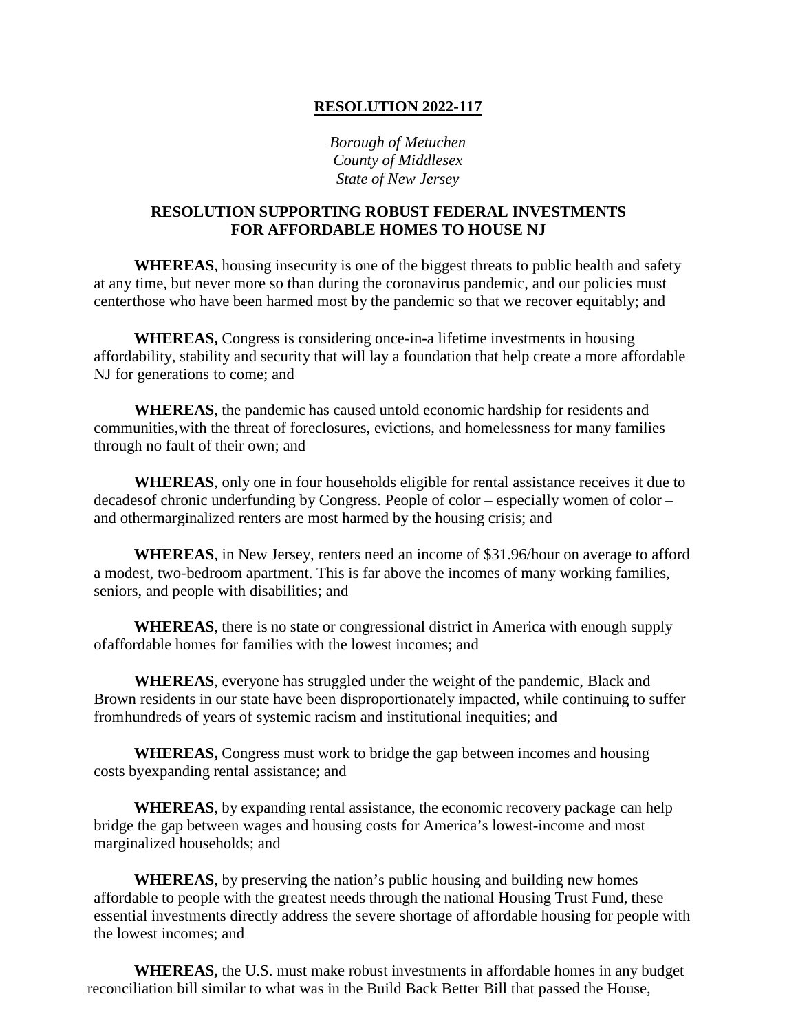**RESOLUTION 2022-117**

*Borough of Metuchen*
*County of Middlesex*
*State of New Jersey*

**RESOLUTION SUPPORTING ROBUST FEDERAL INVESTMENTS FOR AFFORDABLE HOMES TO HOUSE NJ**

**WHEREAS**, housing insecurity is one of the biggest threats to public health and safety at any time, but never more so than during the coronavirus pandemic, and our policies must centerthose who have been harmed most by the pandemic so that we recover equitably; and

**WHEREAS,** Congress is considering once-in-a lifetime investments in housing affordability, stability and security that will lay a foundation that help create a more affordable NJ for generations to come; and

**WHEREAS**, the pandemic has caused untold economic hardship for residents and communities,with the threat of foreclosures, evictions, and homelessness for many families through no fault of their own; and

**WHEREAS**, only one in four households eligible for rental assistance receives it due to decadesof chronic underfunding by Congress. People of color – especially women of color – and othermarginalized renters are most harmed by the housing crisis; and

**WHEREAS**, in New Jersey, renters need an income of $31.96/hour on average to afford a modest, two-bedroom apartment. This is far above the incomes of many working families, seniors, and people with disabilities; and

**WHEREAS**, there is no state or congressional district in America with enough supply ofaffordable homes for families with the lowest incomes; and

**WHEREAS**, everyone has struggled under the weight of the pandemic, Black and Brown residents in our state have been disproportionately impacted, while continuing to suffer fromhundreds of years of systemic racism and institutional inequities; and

**WHEREAS,** Congress must work to bridge the gap between incomes and housing costs byexpanding rental assistance; and

**WHEREAS**, by expanding rental assistance, the economic recovery package can help bridge the gap between wages and housing costs for America's lowest-income and most marginalized households; and

**WHEREAS**, by preserving the nation's public housing and building new homes affordable to people with the greatest needs through the national Housing Trust Fund, these essential investments directly address the severe shortage of affordable housing for people with the lowest incomes; and

**WHEREAS,** the U.S. must make robust investments in affordable homes in any budget reconciliation bill similar to what was in the Build Back Better Bill that passed the House,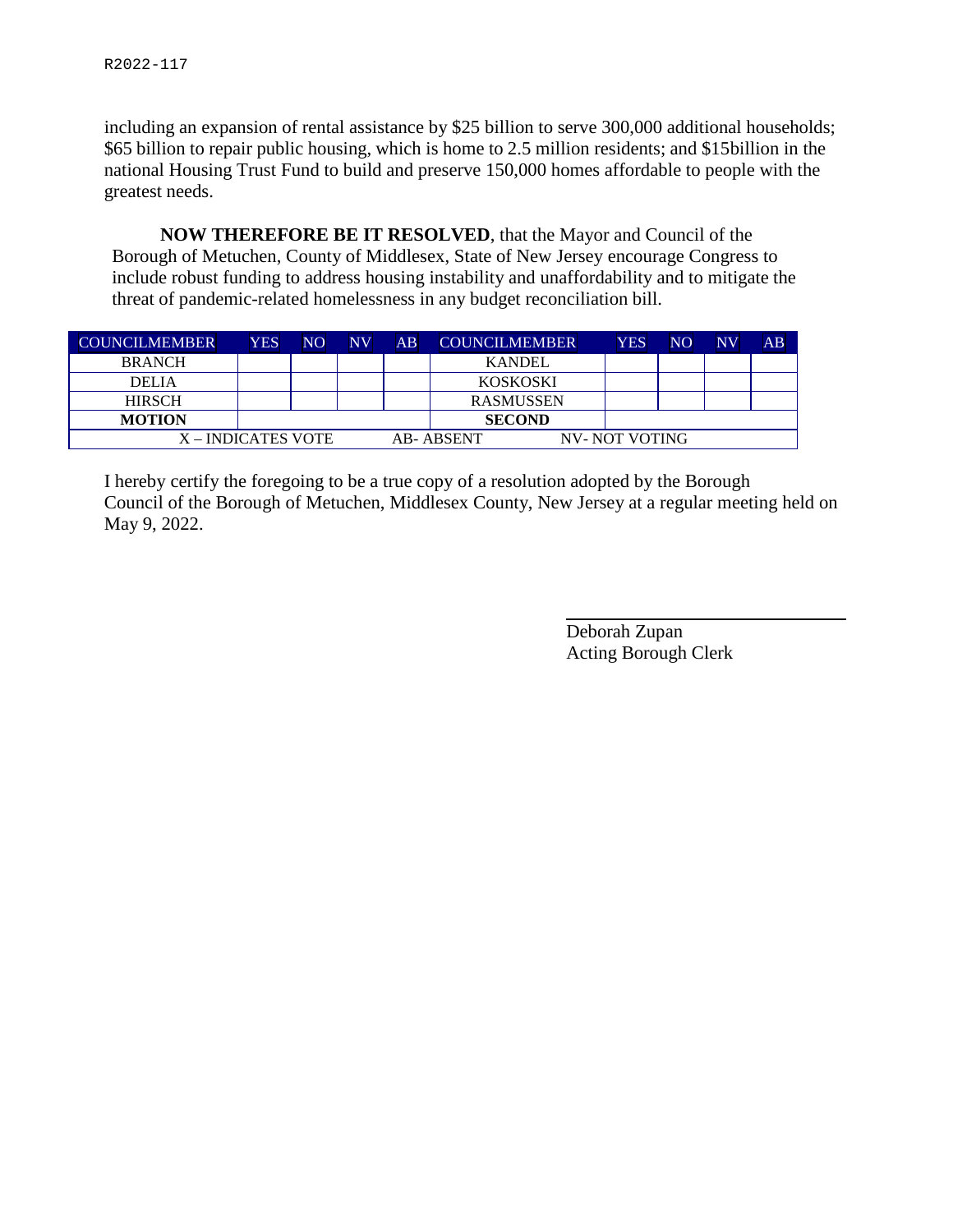R2022-117

including an expansion of rental assistance by $25 billion to serve 300,000 additional households; $65 billion to repair public housing, which is home to 2.5 million residents; and $15billion in the national Housing Trust Fund to build and preserve 150,000 homes affordable to people with the greatest needs.

**NOW THEREFORE BE IT RESOLVED**, that the Mayor and Council of the Borough of Metuchen, County of Middlesex, State of New Jersey encourage Congress to include robust funding to address housing instability and unaffordability and to mitigate the threat of pandemic-related homelessness in any budget reconciliation bill.

| COUNCILMEMBER | YES | NO | NV | AB | COUNCILMEMBER | YES | NO | NV | AB |
|---|---|---|---|---|---|---|---|---|---|
| BRANCH | | | | | KANDEL | | | | |
| DELIA | | | | | KOSKOSKI | | | | |
| HIRSCH | | | | | RASMUSSEN | | | | |
| **MOTION** | | | | | **SECOND** | | | | |
| X – INDICATES VOTE | | | | AB- ABSENT | | NV- NOT VOTING | | | |

I hereby certify the foregoing to be a true copy of a resolution adopted by the Borough Council of the Borough of Metuchen, Middlesex County, New Jersey at a regular meeting held on May 9, 2022.

Deborah Zupan
Acting Borough Clerk